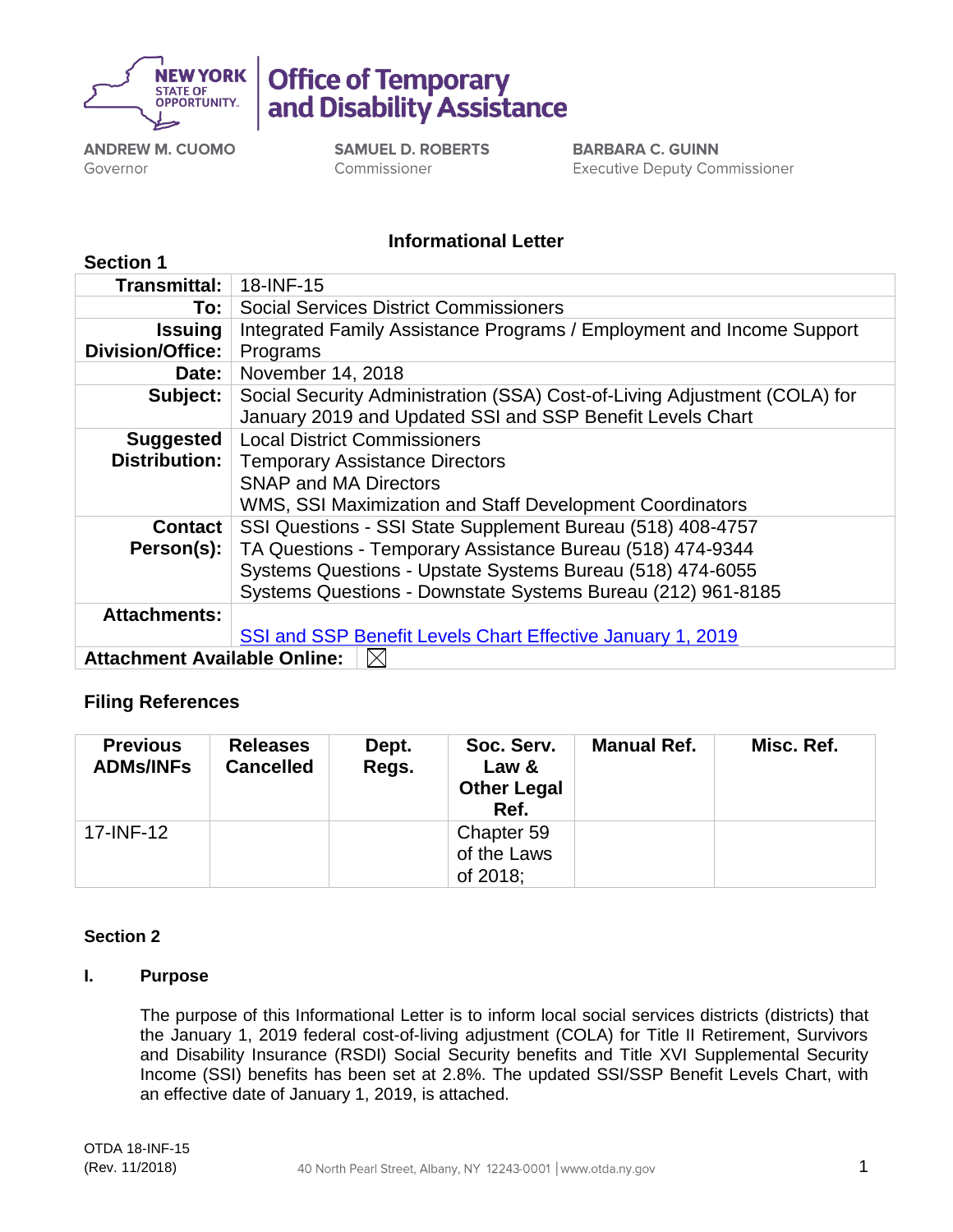**NEW YORK STATE OF OPPORTUNITY.** | **Office of Temporary and Disability Assistance**

**ANDREW M. CUOMO**
Governor

**SAMUEL D. ROBERTS**
Commissioner

**BARBARA C. GUINN**
Executive Deputy Commissioner

## Informational Letter

**Section 1**

| | |
|---|---|
| **Transmittal:** | 18-INF-15 |
| **To:** | Social Services District Commissioners |
| **Issuing Division/Office:** | Integrated Family Assistance Programs / Employment and Income Support Programs |
| **Date:** | November 14, 2018 |
| **Subject:** | Social Security Administration (SSA) Cost-of-Living Adjustment (COLA) for January 2019 and Updated SSI and SSP Benefit Levels Chart |
| **Suggested Distribution:** | Local District Commissioners<br>Temporary Assistance Directors<br>SNAP and MA Directors<br>WMS, SSI Maximization and Staff Development Coordinators |
| **Contact Person(s):** | SSI Questions - SSI State Supplement Bureau (518) 408-4757<br>TA Questions - Temporary Assistance Bureau (518) 474-9344<br>Systems Questions - Upstate Systems Bureau (518) 474-6055<br>Systems Questions - Downstate Systems Bureau (212) 961-8185 |
| **Attachments:** | SSI and SSP Benefit Levels Chart Effective January 1, 2019 |
| **Attachment Available Online:** | ☒ |

### Filing References

| Previous ADMs/INFs | Releases Cancelled | Dept. Regs. | Soc. Serv. Law & Other Legal Ref. | Manual Ref. | Misc. Ref. |
|---|---|---|---|---|---|
| 17-INF-12 | | | Chapter 59 of the Laws of 2018; | | |

**Section 2**

### I. Purpose

The purpose of this Informational Letter is to inform local social services districts (districts) that the January 1, 2019 federal cost-of-living adjustment (COLA) for Title II Retirement, Survivors and Disability Insurance (RSDI) Social Security benefits and Title XVI Supplemental Security Income (SSI) benefits has been set at 2.8%. The updated SSI/SSP Benefit Levels Chart, with an effective date of January 1, 2019, is attached.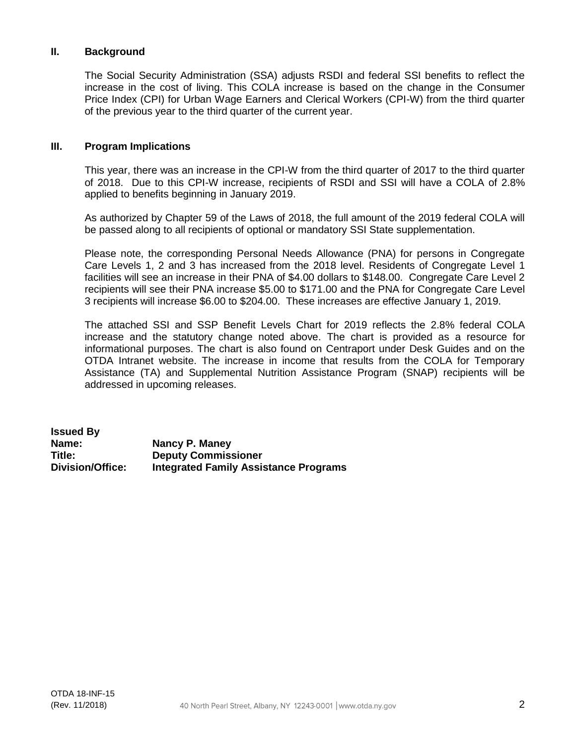## II. Background

The Social Security Administration (SSA) adjusts RSDI and federal SSI benefits to reflect the increase in the cost of living. This COLA increase is based on the change in the Consumer Price Index (CPI) for Urban Wage Earners and Clerical Workers (CPI-W) from the third quarter of the previous year to the third quarter of the current year.

## III. Program Implications

This year, there was an increase in the CPI-W from the third quarter of 2017 to the third quarter of 2018. Due to this CPI-W increase, recipients of RSDI and SSI will have a COLA of 2.8% applied to benefits beginning in January 2019.

As authorized by Chapter 59 of the Laws of 2018, the full amount of the 2019 federal COLA will be passed along to all recipients of optional or mandatory SSI State supplementation.

Please note, the corresponding Personal Needs Allowance (PNA) for persons in Congregate Care Levels 1, 2 and 3 has increased from the 2018 level. Residents of Congregate Level 1 facilities will see an increase in their PNA of $4.00 dollars to $148.00. Congregate Care Level 2 recipients will see their PNA increase $5.00 to $171.00 and the PNA for Congregate Care Level 3 recipients will increase $6.00 to $204.00. These increases are effective January 1, 2019.

The attached SSI and SSP Benefit Levels Chart for 2019 reflects the 2.8% federal COLA increase and the statutory change noted above. The chart is provided as a resource for informational purposes. The chart is also found on Centraport under Desk Guides and on the OTDA Intranet website. The increase in income that results from the COLA for Temporary Assistance (TA) and Supplemental Nutrition Assistance Program (SNAP) recipients will be addressed in upcoming releases.

**Issued By**
**Name:** **Nancy P. Maney**
**Title:** **Deputy Commissioner**
**Division/Office:** **Integrated Family Assistance Programs**

OTDA 18-INF-15
(Rev. 11/2018)